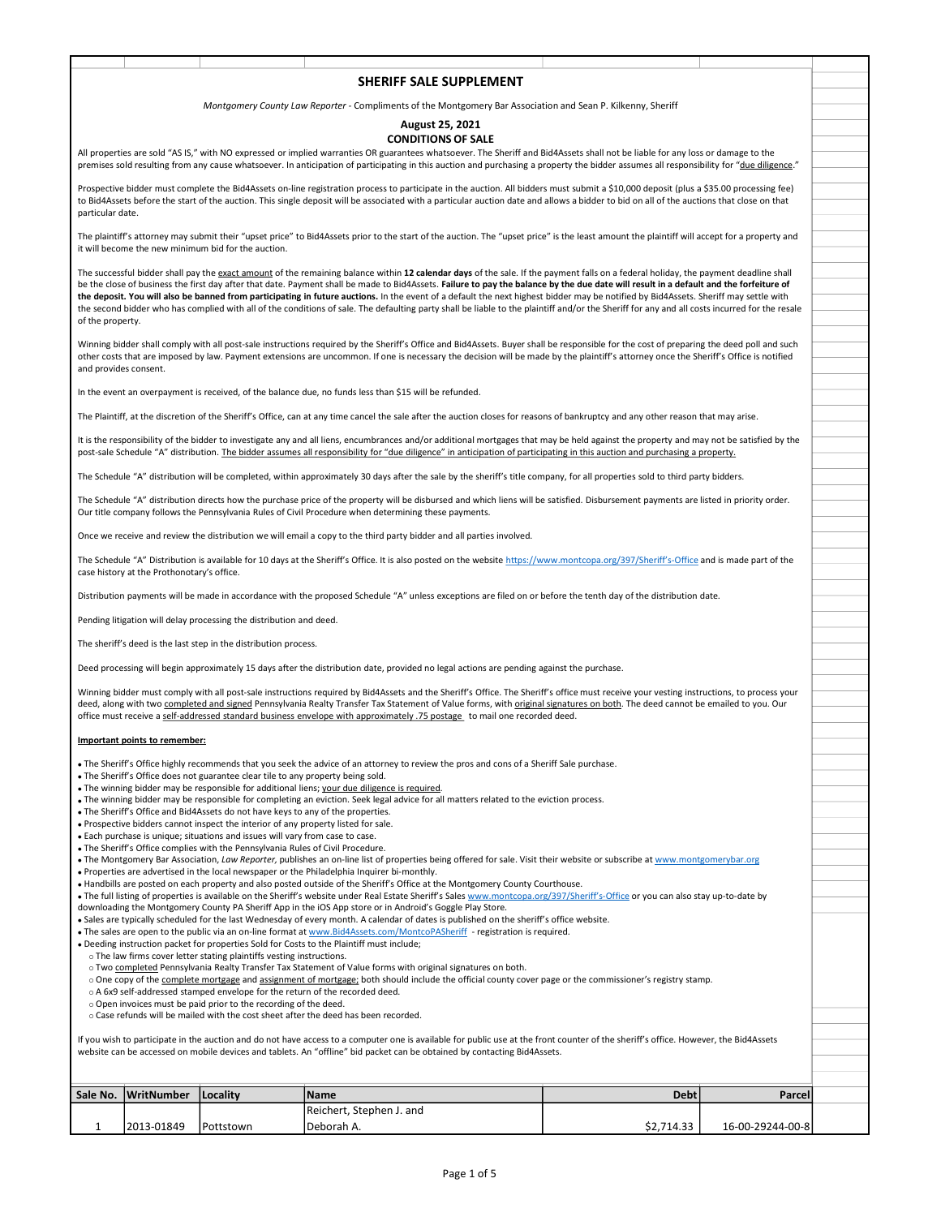# SHERIFF SALE SUPPLEMENT

*Montgomery County Law Reporter* - Compliments of the Montgomery Bar Association and Sean P. Kilkenny, Sheriff

## August 25, 2021

## CONDITIONS OF SALE

All properties are sold "AS IS," with NO expressed or implied warranties OR guarantees whatsoever. The Sheriff and Bid4Assets shall not be liable for any loss or damage to the premises sold resulting from any cause whatsoever. In anticipation of participating in this auction and purchasing a property the bidder assumes all responsibility for "due diligence."

Prospective bidder must complete the Bid4Assets on-line registration process to participate in the auction. All bidders must submit a $10,000 deposit (plus a $35.00 processing fee) to Bid4Assets before the start of the auction. This single deposit will be associated with a particular auction date and allows a bidder to bid on all of the auctions that close on that particular date.

The plaintiff's attorney may submit their "upset price" to Bid4Assets prior to the start of the auction. The "upset price" is the least amount the plaintiff will accept for a property and it will become the new minimum bid for the auction.

The successful bidder shall pay the exact amount of the remaining balance within **12 calendar days** of the sale. If the payment falls on a federal holiday, the payment deadline shall be the close of business the first day after that date. Payment shall be made to Bid4Assets. **Failure to pay the balance by the due date will result in a default and the forfeiture of the deposit. You will also be banned from participating in future auctions.** In the event of a default the next highest bidder may be notified by Bid4Assets. Sheriff may settle with the second bidder who has complied with all of the conditions of sale. The defaulting party shall be liable to the plaintiff and/or the Sheriff for any and all costs incurred for the resale of the property.

Winning bidder shall comply with all post-sale instructions required by the Sheriff's Office and Bid4Assets. Buyer shall be responsible for the cost of preparing the deed poll and such other costs that are imposed by law. Payment extensions are uncommon. If one is necessary the decision will be made by the plaintiff's attorney once the Sheriff's Office is notified and provides consent.

In the event an overpayment is received, of the balance due, no funds less than $15 will be refunded.

The Plaintiff, at the discretion of the Sheriff's Office, can at any time cancel the sale after the auction closes for reasons of bankruptcy and any other reason that may arise.

It is the responsibility of the bidder to investigate any and all liens, encumbrances and/or additional mortgages that may be held against the property and may not be satisfied by the post-sale Schedule "A" distribution. The bidder assumes all responsibility for "due diligence" in anticipation of participating in this auction and purchasing a property.

The Schedule "A" distribution will be completed, within approximately 30 days after the sale by the sheriff's title company, for all properties sold to third party bidders.

The Schedule "A" distribution directs how the purchase price of the property will be disbursed and which liens will be satisfied. Disbursement payments are listed in priority order. Our title company follows the Pennsylvania Rules of Civil Procedure when determining these payments.

Once we receive and review the distribution we will email a copy to the third party bidder and all parties involved.

The Schedule "A" Distribution is available for 10 days at the Sheriff's Office. It is also posted on the website https://www.montcopa.org/397/Sheriff's-Office and is made part of the case history at the Prothonotary's office.

Distribution payments will be made in accordance with the proposed Schedule "A" unless exceptions are filed on or before the tenth day of the distribution date.

Pending litigation will delay processing the distribution and deed.

The sheriff's deed is the last step in the distribution process.

Deed processing will begin approximately 15 days after the distribution date, provided no legal actions are pending against the purchase.

Winning bidder must comply with all post-sale instructions required by Bid4Assets and the Sheriff's Office. The Sheriff's office must receive your vesting instructions, to process your deed, along with two completed and signed Pennsylvania Realty Transfer Tax Statement of Value forms, with original signatures on both. The deed cannot be emailed to you. Our office must receive a self-addressed standard business envelope with approximately .75 postage to mail one recorded deed.

**Important points to remember:**

- The Sheriff's Office highly recommends that you seek the advice of an attorney to review the pros and cons of a Sheriff Sale purchase.
- The Sheriff's Office does not guarantee clear tile to any property being sold.
- The winning bidder may be responsible for additional liens; your due diligence is required.
- The winning bidder may be responsible for completing an eviction. Seek legal advice for all matters related to the eviction process.
- The Sheriff's Office and Bid4Assets do not have keys to any of the properties.
- Prospective bidders cannot inspect the interior of any property listed for sale.
- Each purchase is unique; situations and issues will vary from case to case.
- The Sheriff's Office complies with the Pennsylvania Rules of Civil Procedure.
- The Montgomery Bar Association, *Law Reporter,* publishes an on-line list of properties being offered for sale. Visit their website or subscribe at www.montgomerybar.org
- Properties are advertised in the local newspaper or the Philadelphia Inquirer bi-monthly.
- Handbills are posted on each property and also posted outside of the Sheriff's Office at the Montgomery County Courthouse.
- The full listing of properties is available on the Sheriff's website under Real Estate Sheriff's Sales www.montcopa.org/397/Sheriff's-Office or you can also stay up-to-date by downloading the Montgomery County PA Sheriff App in the iOS App store or in Android's Goggle Play Store.
- Sales are typically scheduled for the last Wednesday of every month. A calendar of dates is published on the sheriff's office website.
- The sales are open to the public via an on-line format at www.Bid4Assets.com/MontcoPASheriff - registration is required.
- Deeding instruction packet for properties Sold for Costs to the Plaintiff must include;
  - The law firms cover letter stating plaintiffs vesting instructions.
  - Two completed Pennsylvania Realty Transfer Tax Statement of Value forms with original signatures on both.
  - One copy of the complete mortgage and assignment of mortgage; both should include the official county cover page or the commissioner's registry stamp.
  - A 6x9 self-addressed stamped envelope for the return of the recorded deed.
  - Open invoices must be paid prior to the recording of the deed.
  - Case refunds will be mailed with the cost sheet after the deed has been recorded.

If you wish to participate in the auction and do not have access to a computer one is available for public use at the front counter of the sheriff's office. However, the Bid4Assets website can be accessed on mobile devices and tablets. An "offline" bid packet can be obtained by contacting Bid4Assets.

| Sale No. | WritNumber | Locality | Name | Debt | Parcel |
|---|---|---|---|---|---|
| 1 | 2013-01849 | Pottstown | Reichert, Stephen J. and Deborah A. | $2,714.33 | 16-00-29244-00-8 |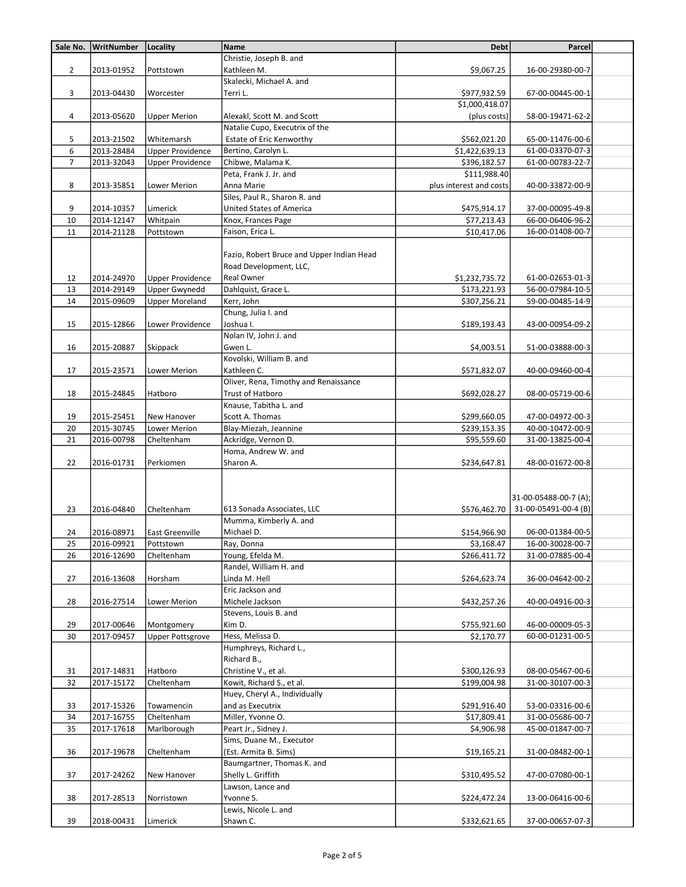| Sale No. | WritNumber | Locality | Name | Debt | Parcel |
|---|---|---|---|---|---|
| 2 | 2013-01952 | Pottstown | Christie, Joseph B. and Kathleen M. | $9,067.25 | 16-00-29380-00-7 |
| 3 | 2013-04430 | Worcester | Skalecki, Michael A. and Terri L. | $977,932.59 | 67-00-00445-00-1 |
| 4 | 2013-05620 | Upper Merion | Alexakl, Scott M. and Scott | $1,000,418.07 (plus costs) | 58-00-19471-62-2 |
| 5 | 2013-21502 | Whitemarsh | Natalie Cupo, Executrix of the Estate of Eric Kenworthy | $562,021.20 | 65-00-11476-00-6 |
| 6 | 2013-28484 | Upper Providence | Bertino, Carolyn L. | $1,422,639.13 | 61-00-03370-07-3 |
| 7 | 2013-32043 | Upper Providence | Chibwe, Malama K. | $396,182.57 | 61-00-00783-22-7 |
| 8 | 2013-35851 | Lower Merion | Peta, Frank J. Jr. and Anna Marie | $111,988.40 plus interest and costs | 40-00-33872-00-9 |
| 9 | 2014-10357 | Limerick | Siles, Paul R., Sharon R. and United States of America | $475,914.17 | 37-00-00095-49-8 |
| 10 | 2014-12147 | Whitpain | Knox, Frances Page | $77,213.43 | 66-00-06406-96-2 |
| 11 | 2014-21128 | Pottstown | Faison, Erica L. | $10,417.06 | 16-00-01408-00-7 |
| 12 | 2014-24970 | Upper Providence | Fazio, Robert Bruce and Upper Indian Head Road Development, LLC, Real Owner | $1,232,735.72 | 61-00-02653-01-3 |
| 13 | 2014-29149 | Upper Gwynedd | Dahlquist, Grace L. | $173,221.93 | 56-00-07984-10-5 |
| 14 | 2015-09609 | Upper Moreland | Kerr, John | $307,256.21 | 59-00-00485-14-9 |
| 15 | 2015-12866 | Lower Providence | Chung, Julia I. and Joshua I. | $189,193.43 | 43-00-00954-09-2 |
| 16 | 2015-20887 | Skippack | Nolan IV, John J. and Gwen L. | $4,003.51 | 51-00-03888-00-3 |
| 17 | 2015-23571 | Lower Merion | Kovolski, William B. and Kathleen C. | $571,832.07 | 40-00-09460-00-4 |
| 18 | 2015-24845 | Hatboro | Oliver, Rena, Timothy and Renaissance Trust of Hatboro | $692,028.27 | 08-00-05719-00-6 |
| 19 | 2015-25451 | New Hanover | Knause, Tabitha L. and Scott A. Thomas | $299,660.05 | 47-00-04972-00-3 |
| 20 | 2015-30745 | Lower Merion | Blay-Miezah, Jeannine | $239,153.35 | 40-00-10472-00-9 |
| 21 | 2016-00798 | Cheltenham | Ackridge, Vernon D. | $95,559.60 | 31-00-13825-00-4 |
| 22 | 2016-01731 | Perkiomen | Homa, Andrew W. and Sharon A. | $234,647.81 | 48-00-01672-00-8 |
| 23 | 2016-04840 | Cheltenham | 613 Sonada Associates, LLC | $576,462.70 | 31-00-05488-00-7 (A); 31-00-05491-00-4 (B) |
| 24 | 2016-08971 | East Greenville | Mumma, Kimberly A. and Michael D. | $154,966.90 | 06-00-01384-00-5 |
| 25 | 2016-09921 | Pottstown | Ray, Donna | $3,168.47 | 16-00-30028-00-7 |
| 26 | 2016-12690 | Cheltenham | Young, Efelda M. | $266,411.72 | 31-00-07885-00-4 |
| 27 | 2016-13608 | Horsham | Randel, William H. and Linda M. Hell | $264,623.74 | 36-00-04642-00-2 |
| 28 | 2016-27514 | Lower Merion | Eric Jackson and Michele Jackson | $432,257.26 | 40-00-04916-00-3 |
| 29 | 2017-00646 | Montgomery | Stevens, Louis B. and Kim D. | $755,921.60 | 46-00-00009-05-3 |
| 30 | 2017-09457 | Upper Pottsgrove | Hess, Melissa D. | $2,170.77 | 60-00-01231-00-5 |
| 31 | 2017-14831 | Hatboro | Humphreys, Richard L., Richard B., Christine V., et al. | $300,126.93 | 08-00-05467-00-6 |
| 32 | 2017-15172 | Cheltenham | Kowit, Richard S., et al. | $199,004.98 | 31-00-30107-00-3 |
| 33 | 2017-15326 | Towamencin | Huey, Cheryl A., Individually and as Executrix | $291,916.40 | 53-00-03316-00-6 |
| 34 | 2017-16755 | Cheltenham | Miller, Yvonne O. | $17,809.41 | 31-00-05686-00-7 |
| 35 | 2017-17618 | Marlborough | Peart Jr., Sidney J. | $4,906.98 | 45-00-01847-00-7 |
| 36 | 2017-19678 | Cheltenham | Sims, Duane M., Executor (Est. Armita B. Sims) | $19,165.21 | 31-00-08482-00-1 |
| 37 | 2017-24262 | New Hanover | Baumgartner, Thomas K. and Shelly L. Griffith | $310,495.52 | 47-00-07080-00-1 |
| 38 | 2017-28513 | Norristown | Lawson, Lance and Yvonne S. | $224,472.24 | 13-00-06416-00-6 |
| 39 | 2018-00431 | Limerick | Lewis, Nicole L. and Shawn C. | $332,621.65 | 37-00-00657-07-3 |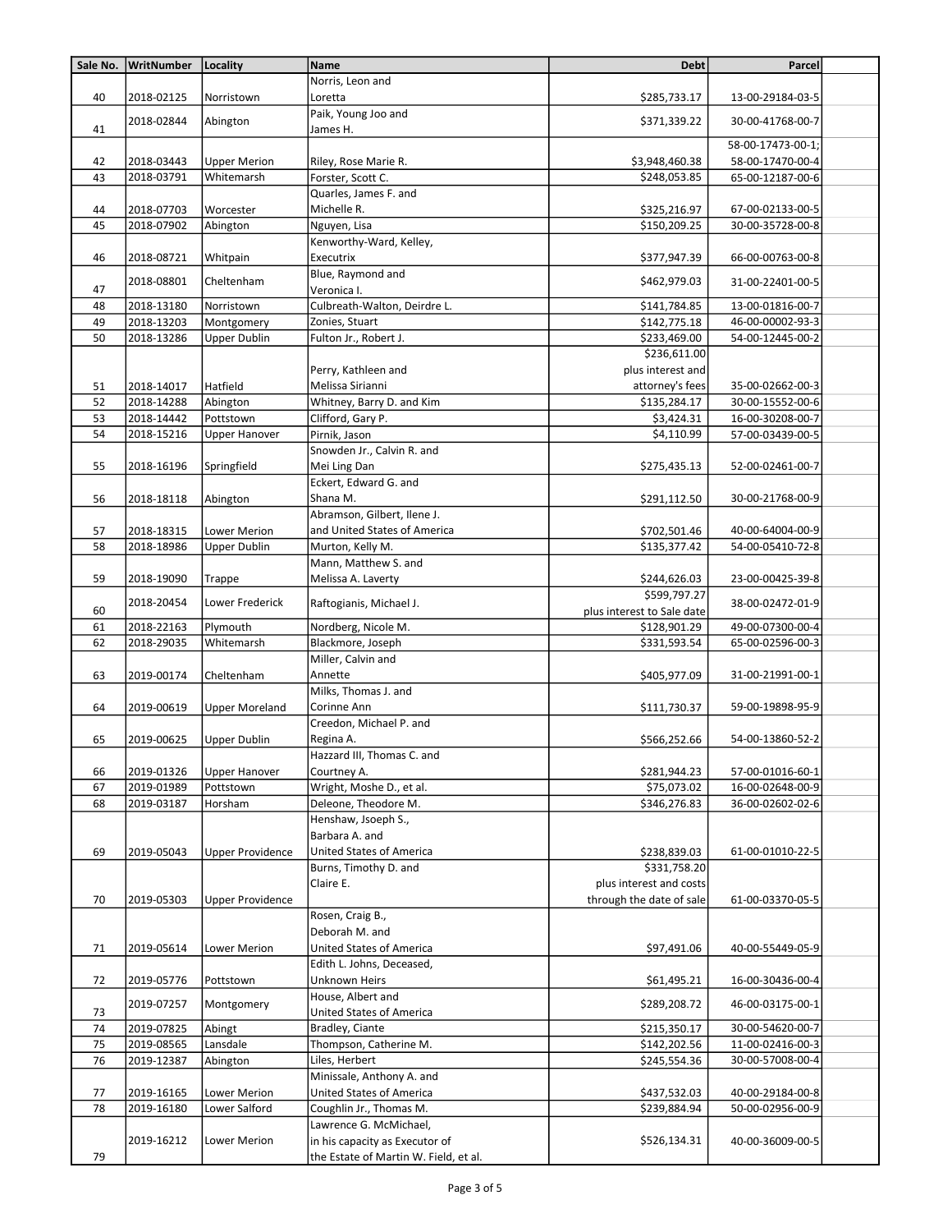| Sale No. | WritNumber | Locality | Name | Debt | Parcel | |
|---|---|---|---|---|---|---|
| 40 | 2018-02125 | Norristown | Norris, Leon and Loretta | $285,733.17 | 13-00-29184-03-5 | |
| 41 | 2018-02844 | Abington | Paik, Young Joo and James H. | $371,339.22 | 30-00-41768-00-7 | |
| 42 | 2018-03443 | Upper Merion | Riley, Rose Marie R. | $3,948,460.38 | 58-00-17473-00-1; 58-00-17470-00-4 | |
| 43 | 2018-03791 | Whitemarsh | Forster, Scott C. | $248,053.85 | 65-00-12187-00-6 | |
| 44 | 2018-07703 | Worcester | Quarles, James F. and Michelle R. | $325,216.97 | 67-00-02133-00-5 | |
| 45 | 2018-07902 | Abington | Nguyen, Lisa | $150,209.25 | 30-00-35728-00-8 | |
| 46 | 2018-08721 | Whitpain | Kenworthy-Ward, Kelley, Executrix | $377,947.39 | 66-00-00763-00-8 | |
| 47 | 2018-08801 | Cheltenham | Blue, Raymond and Veronica I. | $462,979.03 | 31-00-22401-00-5 | |
| 48 | 2018-13180 | Norristown | Culbreath-Walton, Deirdre L. | $141,784.85 | 13-00-01816-00-7 | |
| 49 | 2018-13203 | Montgomery | Zonies, Stuart | $142,775.18 | 46-00-00002-93-3 | |
| 50 | 2018-13286 | Upper Dublin | Fulton Jr., Robert J. | $233,469.00 | 54-00-12445-00-2 | |
| 51 | 2018-14017 | Hatfield | Perry, Kathleen and Melissa Sirianni | $236,611.00 plus interest and attorney's fees | 35-00-02662-00-3 | |
| 52 | 2018-14288 | Abington | Whitney, Barry D. and Kim | $135,284.17 | 30-00-15552-00-6 | |
| 53 | 2018-14442 | Pottstown | Clifford, Gary P. | $3,424.31 | 16-00-30208-00-7 | |
| 54 | 2018-15216 | Upper Hanover | Pirnik, Jason | $4,110.99 | 57-00-03439-00-5 | |
| 55 | 2018-16196 | Springfield | Snowden Jr., Calvin R. and Mei Ling Dan | $275,435.13 | 52-00-02461-00-7 | |
| 56 | 2018-18118 | Abington | Eckert, Edward G. and Shana M. | $291,112.50 | 30-00-21768-00-9 | |
| 57 | 2018-18315 | Lower Merion | Abramson, Gilbert, Ilene J. and United States of America | $702,501.46 | 40-00-64004-00-9 | |
| 58 | 2018-18986 | Upper Dublin | Murton, Kelly M. | $135,377.42 | 54-00-05410-72-8 | |
| 59 | 2018-19090 | Trappe | Mann, Matthew S. and Melissa A. Laverty | $244,626.03 | 23-00-00425-39-8 | |
| 60 | 2018-20454 | Lower Frederick | Raftogianis, Michael J. | $599,797.27 plus interest to Sale date | 38-00-02472-01-9 | |
| 61 | 2018-22163 | Plymouth | Nordberg, Nicole M. | $128,901.29 | 49-00-07300-00-4 | |
| 62 | 2018-29035 | Whitemarsh | Blackmore, Joseph | $331,593.54 | 65-00-02596-00-3 | |
| 63 | 2019-00174 | Cheltenham | Miller, Calvin and Annette | $405,977.09 | 31-00-21991-00-1 | |
| 64 | 2019-00619 | Upper Moreland | Milks, Thomas J. and Corinne Ann | $111,730.37 | 59-00-19898-95-9 | |
| 65 | 2019-00625 | Upper Dublin | Creedon, Michael P. and Regina A. | $566,252.66 | 54-00-13860-52-2 | |
| 66 | 2019-01326 | Upper Hanover | Hazzard III, Thomas C. and Courtney A. | $281,944.23 | 57-00-01016-60-1 | |
| 67 | 2019-01989 | Pottstown | Wright, Moshe D., et al. | $75,073.02 | 16-00-02648-00-9 | |
| 68 | 2019-03187 | Horsham | Deleone, Theodore M. | $346,276.83 | 36-00-02602-02-6 | |
| 69 | 2019-05043 | Upper Providence | Henshaw, Jsoeph S., Barbara A. and United States of America | $238,839.03 | 61-00-01010-22-5 | |
| 70 | 2019-05303 | Upper Providence | Burns, Timothy D. and Claire E. | $331,758.20 plus interest and costs through the date of sale | 61-00-03370-05-5 | |
| 71 | 2019-05614 | Lower Merion | Rosen, Craig B., Deborah M. and United States of America | $97,491.06 | 40-00-55449-05-9 | |
| 72 | 2019-05776 | Pottstown | Edith L. Johns, Deceased, Unknown Heirs | $61,495.21 | 16-00-30436-00-4 | |
| 73 | 2019-07257 | Montgomery | House, Albert and United States of America | $289,208.72 | 46-00-03175-00-1 | |
| 74 | 2019-07825 | Abingt | Bradley, Ciante | $215,350.17 | 30-00-54620-00-7 | |
| 75 | 2019-08565 | Lansdale | Thompson, Catherine M. | $142,202.56 | 11-00-02416-00-3 | |
| 76 | 2019-12387 | Abington | Liles, Herbert | $245,554.36 | 30-00-57008-00-4 | |
| 77 | 2019-16165 | Lower Merion | Minissale, Anthony A. and United States of America | $437,532.03 | 40-00-29184-00-8 | |
| 78 | 2019-16180 | Lower Salford | Coughlin Jr., Thomas M. | $239,884.94 | 50-00-02956-00-9 | |
| 79 | 2019-16212 | Lower Merion | Lawrence G. McMichael, in his capacity as Executor of the Estate of Martin W. Field, et al. | $526,134.31 | 40-00-36009-00-5 | |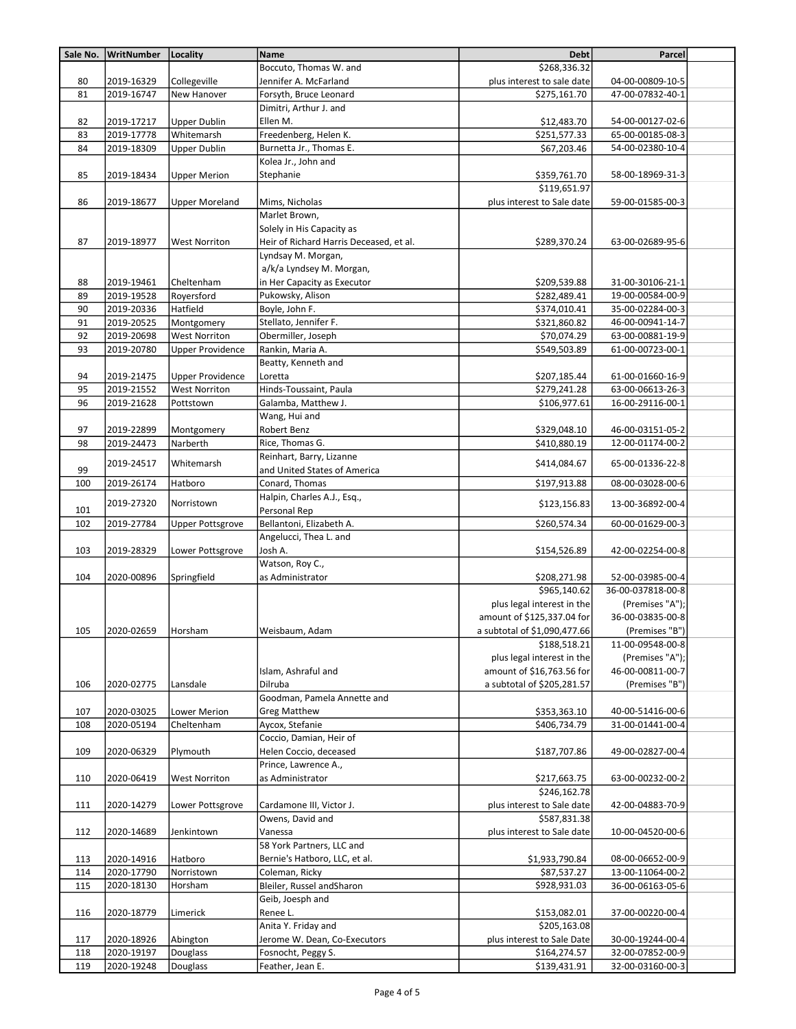| Sale No. | WritNumber | Locality | Name | Debt | Parcel |
|---|---|---|---|---|---|
| 80 | 2019-16329 | Collegeville | Boccuto, Thomas W. and Jennifer A. McFarland | $268,336.32 plus interest to sale date | 04-00-00809-10-5 |
| 81 | 2019-16747 | New Hanover | Forsyth, Bruce Leonard | $275,161.70 | 47-00-07832-40-1 |
| 82 | 2019-17217 | Upper Dublin | Dimitri, Arthur J. and Ellen M. | $12,483.70 | 54-00-00127-02-6 |
| 83 | 2019-17778 | Whitemarsh | Freedenberg, Helen K. | $251,577.33 | 65-00-00185-08-3 |
| 84 | 2019-18309 | Upper Dublin | Burnetta Jr., Thomas E. | $67,203.46 | 54-00-02380-10-4 |
| 85 | 2019-18434 | Upper Merion | Kolea Jr., John and Stephanie | $359,761.70 | 58-00-18969-31-3 |
| 86 | 2019-18677 | Upper Moreland | Mims, Nicholas | $119,651.97 plus interest to Sale date | 59-00-01585-00-3 |
| 87 | 2019-18977 | West Norriton | Marlet Brown, Solely in His Capacity as Heir of Richard Harris Deceased, et al. | $289,370.24 | 63-00-02689-95-6 |
| 88 | 2019-19461 | Cheltenham | Lyndsay M. Morgan, a/k/a Lyndsey M. Morgan, in Her Capacity as Executor | $209,539.88 | 31-00-30106-21-1 |
| 89 | 2019-19528 | Royersford | Pukowsky, Alison | $282,489.41 | 19-00-00584-00-9 |
| 90 | 2019-20336 | Hatfield | Boyle, John F. | $374,010.41 | 35-00-02284-00-3 |
| 91 | 2019-20525 | Montgomery | Stellato, Jennifer F. | $321,860.82 | 46-00-00941-14-7 |
| 92 | 2019-20698 | West Norriton | Obermiller, Joseph | $70,074.29 | 63-00-00881-19-9 |
| 93 | 2019-20780 | Upper Providence | Rankin, Maria A. | $549,503.89 | 61-00-00723-00-1 |
| 94 | 2019-21475 | Upper Providence | Beatty, Kenneth and Loretta | $207,185.44 | 61-00-01660-16-9 |
| 95 | 2019-21552 | West Norriton | Hinds-Toussaint, Paula | $279,241.28 | 63-00-06613-26-3 |
| 96 | 2019-21628 | Pottstown | Galamba, Matthew J. | $106,977.61 | 16-00-29116-00-1 |
| 97 | 2019-22899 | Montgomery | Wang, Hui and Robert Benz | $329,048.10 | 46-00-03151-05-2 |
| 98 | 2019-24473 | Narberth | Rice, Thomas G. | $410,880.19 | 12-00-01174-00-2 |
| 99 | 2019-24517 | Whitemarsh | Reinhart, Barry, Lizanne and United States of America | $414,084.67 | 65-00-01336-22-8 |
| 100 | 2019-26174 | Hatboro | Conard, Thomas | $197,913.88 | 08-00-03028-00-6 |
| 101 | 2019-27320 | Norristown | Halpin, Charles A.J., Esq., Personal Rep | $123,156.83 | 13-00-36892-00-4 |
| 102 | 2019-27784 | Upper Pottsgrove | Bellantoni, Elizabeth A. | $260,574.34 | 60-00-01629-00-3 |
| 103 | 2019-28329 | Lower Pottsgrove | Angelucci, Thea L. and Josh A. | $154,526.89 | 42-00-02254-00-8 |
| 104 | 2020-00896 | Springfield | Watson, Roy C., as Administrator | $208,271.98 | 52-00-03985-00-4 |
| 105 | 2020-02659 | Horsham | Weisbaum, Adam | $965,140.62 plus legal interest in the amount of $125,337.04 for a subtotal of $1,090,477.66 | 36-00-037818-00-8 (Premises "A"); 36-00-03835-00-8 (Premises "B") |
| 106 | 2020-02775 | Lansdale | Islam, Ashraful and Dilruba | $188,518.21 plus legal interest in the amount of $16,763.56 for a subtotal of $205,281.57 | 11-00-09548-00-8 (Premises "A"); 46-00-00811-00-7 (Premises "B") |
| 107 | 2020-03025 | Lower Merion | Goodman, Pamela Annette and Greg Matthew | $353,363.10 | 40-00-51416-00-6 |
| 108 | 2020-05194 | Cheltenham | Aycox, Stefanie | $406,734.79 | 31-00-01441-00-4 |
| 109 | 2020-06329 | Plymouth | Coccio, Damian, Heir of Helen Coccio, deceased | $187,707.86 | 49-00-02827-00-4 |
| 110 | 2020-06419 | West Norriton | Prince, Lawrence A., as Administrator | $217,663.75 | 63-00-00232-00-2 |
| 111 | 2020-14279 | Lower Pottsgrove | Cardamone III, Victor J. | $246,162.78 plus interest to Sale date | 42-00-04883-70-9 |
| 112 | 2020-14689 | Jenkintown | Owens, David and Vanessa | $587,831.38 plus interest to Sale date | 10-00-04520-00-6 |
| 113 | 2020-14916 | Hatboro | 58 York Partners, LLC and Bernie's Hatboro, LLC, et al. | $1,933,790.84 | 08-00-06652-00-9 |
| 114 | 2020-17790 | Norristown | Coleman, Ricky | $87,537.27 | 13-00-11064-00-2 |
| 115 | 2020-18130 | Horsham | Bleiler, Russel andSharon | $928,931.03 | 36-00-06163-05-6 |
| 116 | 2020-18779 | Limerick | Geib, Joesph and Renee L. | $153,082.01 | 37-00-00220-00-4 |
| 117 | 2020-18926 | Abington | Anita Y. Friday and Jerome W. Dean, Co-Executors | $205,163.08 plus interest to Sale Date | 30-00-19244-00-4 |
| 118 | 2020-19197 | Douglass | Fosnocht, Peggy S. | $164,274.57 | 32-00-07852-00-9 |
| 119 | 2020-19248 | Douglass | Feather, Jean E. | $139,431.91 | 32-00-03160-00-3 |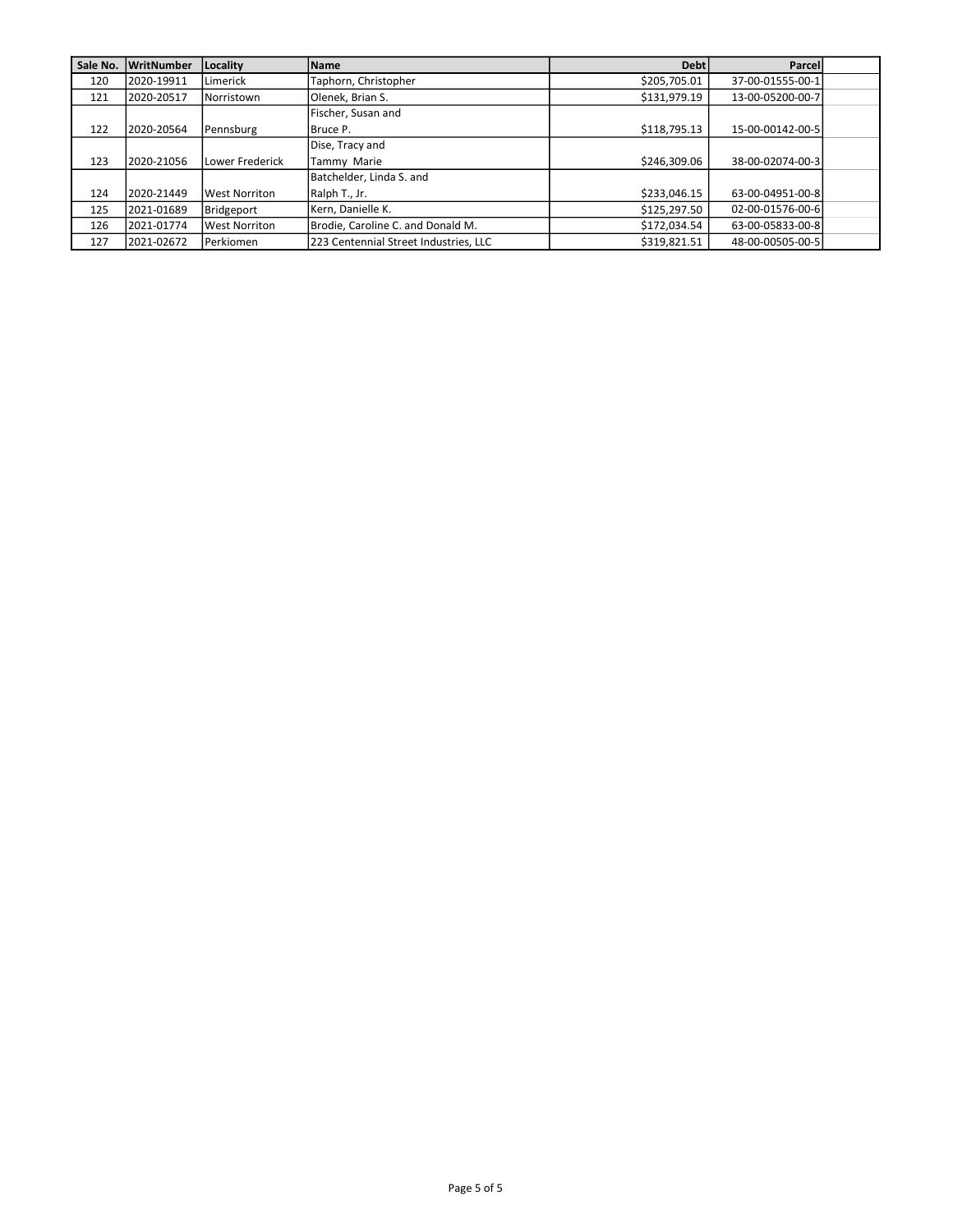| Sale No. | WritNumber | Locality | Name | Debt | Parcel | |
|---|---|---|---|---|---|---|
| 120 | 2020-19911 | Limerick | Taphorn, Christopher | $205,705.01 | 37-00-01555-00-1 | |
| 121 | 2020-20517 | Norristown | Olenek, Brian S. | $131,979.19 | 13-00-05200-00-7 | |
| 122 | 2020-20564 | Pennsburg | Fischer, Susan and Bruce P. | $118,795.13 | 15-00-00142-00-5 | |
| 123 | 2020-21056 | Lower Frederick | Dise, Tracy and Tammy Marie | $246,309.06 | 38-00-02074-00-3 | |
| 124 | 2020-21449 | West Norriton | Batchelder, Linda S. and Ralph T., Jr. | $233,046.15 | 63-00-04951-00-8 | |
| 125 | 2021-01689 | Bridgeport | Kern, Danielle K. | $125,297.50 | 02-00-01576-00-6 | |
| 126 | 2021-01774 | West Norriton | Brodie, Caroline C. and Donald M. | $172,034.54 | 63-00-05833-00-8 | |
| 127 | 2021-02672 | Perkiomen | 223 Centennial Street Industries, LLC | $319,821.51 | 48-00-00505-00-5 | |